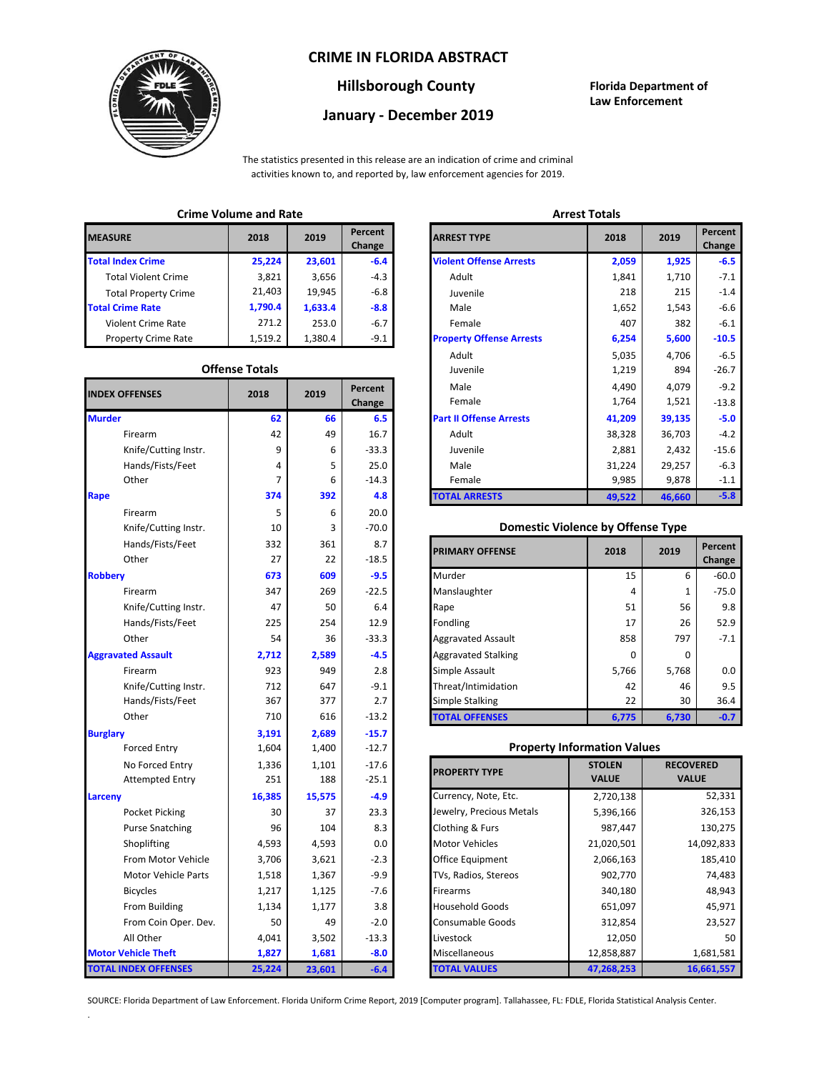# CRIME IN FLORIDA ABSTRACT

## Hillsborough County

## January - December 2019

**Florida Department of Law Enforcement**

The statistics presented in this release are an indication of crime and criminal activities known to, and reported by, law enforcement agencies for 2019.

### Crime Volume and Rate

| MEASURE | 2018 | 2019 | Percent Change |
|---|---|---|---|
| **Total Index Crime** | **25,224** | **23,601** | **-6.4** |
| Total Violent Crime | 3,821 | 3,656 | -4.3 |
| Total Property Crime | 21,403 | 19,945 | -6.8 |
| **Total Crime Rate** | **1,790.4** | **1,633.4** | **-8.8** |
| Violent Crime Rate | 271.2 | 253.0 | -6.7 |
| Property Crime Rate | 1,519.2 | 1,380.4 | -9.1 |

### Offense Totals

| INDEX OFFENSES | 2018 | 2019 | Percent Change |
|---|---|---|---|
| **Murder** | **62** | **66** | **6.5** |
| Firearm | 42 | 49 | 16.7 |
| Knife/Cutting Instr. | 9 | 6 | -33.3 |
| Hands/Fists/Feet | 4 | 5 | 25.0 |
| Other | 7 | 6 | -14.3 |
| **Rape** | **374** | **392** | **4.8** |
| Firearm | 5 | 6 | 20.0 |
| Knife/Cutting Instr. | 10 | 3 | -70.0 |
| Hands/Fists/Feet | 332 | 361 | 8.7 |
| Other | 27 | 22 | -18.5 |
| **Robbery** | **673** | **609** | **-9.5** |
| Firearm | 347 | 269 | -22.5 |
| Knife/Cutting Instr. | 47 | 50 | 6.4 |
| Hands/Fists/Feet | 225 | 254 | 12.9 |
| Other | 54 | 36 | -33.3 |
| **Aggravated Assault** | **2,712** | **2,589** | **-4.5** |
| Firearm | 923 | 949 | 2.8 |
| Knife/Cutting Instr. | 712 | 647 | -9.1 |
| Hands/Fists/Feet | 367 | 377 | 2.7 |
| Other | 710 | 616 | -13.2 |
| **Burglary** | **3,191** | **2,689** | **-15.7** |
| Forced Entry | 1,604 | 1,400 | -12.7 |
| No Forced Entry | 1,336 | 1,101 | -17.6 |
| Attempted Entry | 251 | 188 | -25.1 |
| **Larceny** | **16,385** | **15,575** | **-4.9** |
| Pocket Picking | 30 | 37 | 23.3 |
| Purse Snatching | 96 | 104 | 8.3 |
| Shoplifting | 4,593 | 4,593 | 0.0 |
| From Motor Vehicle | 3,706 | 3,621 | -2.3 |
| Motor Vehicle Parts | 1,518 | 1,367 | -9.9 |
| Bicycles | 1,217 | 1,125 | -7.6 |
| From Building | 1,134 | 1,177 | 3.8 |
| From Coin Oper. Dev. | 50 | 49 | -2.0 |
| All Other | 4,041 | 3,502 | -13.3 |
| **Motor Vehicle Theft** | **1,827** | **1,681** | **-8.0** |
| **TOTAL INDEX OFFENSES** | **25,224** | **23,601** | **-6.4** |

### Arrest Totals

| ARREST TYPE | 2018 | 2019 | Percent Change |
|---|---|---|---|
| **Violent Offense Arrests** | **2,059** | **1,925** | **-6.5** |
| Adult | 1,841 | 1,710 | -7.1 |
| Juvenile | 218 | 215 | -1.4 |
| Male | 1,652 | 1,543 | -6.6 |
| Female | 407 | 382 | -6.1 |
| **Property Offense Arrests** | **6,254** | **5,600** | **-10.5** |
| Adult | 5,035 | 4,706 | -6.5 |
| Juvenile | 1,219 | 894 | -26.7 |
| Male | 4,490 | 4,079 | -9.2 |
| Female | 1,764 | 1,521 | -13.8 |
| **Part II Offense Arrests** | **41,209** | **39,135** | **-5.0** |
| Adult | 38,328 | 36,703 | -4.2 |
| Juvenile | 2,881 | 2,432 | -15.6 |
| Male | 31,224 | 29,257 | -6.3 |
| Female | 9,985 | 9,878 | -1.1 |
| **TOTAL ARRESTS** | **49,522** | **46,660** | **-5.8** |

### Domestic Violence by Offense Type

| PRIMARY OFFENSE | 2018 | 2019 | Percent Change |
|---|---|---|---|
| Murder | 15 | 6 | -60.0 |
| Manslaughter | 4 | 1 | -75.0 |
| Rape | 51 | 56 | 9.8 |
| Fondling | 17 | 26 | 52.9 |
| Aggravated Assault | 858 | 797 | -7.1 |
| Aggravated Stalking | 0 | 0 | |
| Simple Assault | 5,766 | 5,768 | 0.0 |
| Threat/Intimidation | 42 | 46 | 9.5 |
| Simple Stalking | 22 | 30 | 36.4 |
| **TOTAL OFFENSES** | **6,775** | **6,730** | **-0.7** |

### Property Information Values

| PROPERTY TYPE | STOLEN VALUE | RECOVERED VALUE |
|---|---|---|
| Currency, Note, Etc. | 2,720,138 | 52,331 |
| Jewelry, Precious Metals | 5,396,166 | 326,153 |
| Clothing & Furs | 987,447 | 130,275 |
| Motor Vehicles | 21,020,501 | 14,092,833 |
| Office Equipment | 2,066,163 | 185,410 |
| TVs, Radios, Stereos | 902,770 | 74,483 |
| Firearms | 340,180 | 48,943 |
| Household Goods | 651,097 | 45,971 |
| Consumable Goods | 312,854 | 23,527 |
| Livestock | 12,050 | 50 |
| Miscellaneous | 12,858,887 | 1,681,581 |
| **TOTAL VALUES** | **47,268,253** | **16,661,557** |

SOURCE: Florida Department of Law Enforcement. Florida Uniform Crime Report, 2019 [Computer program]. Tallahassee, FL: FDLE, Florida Statistical Analysis Center.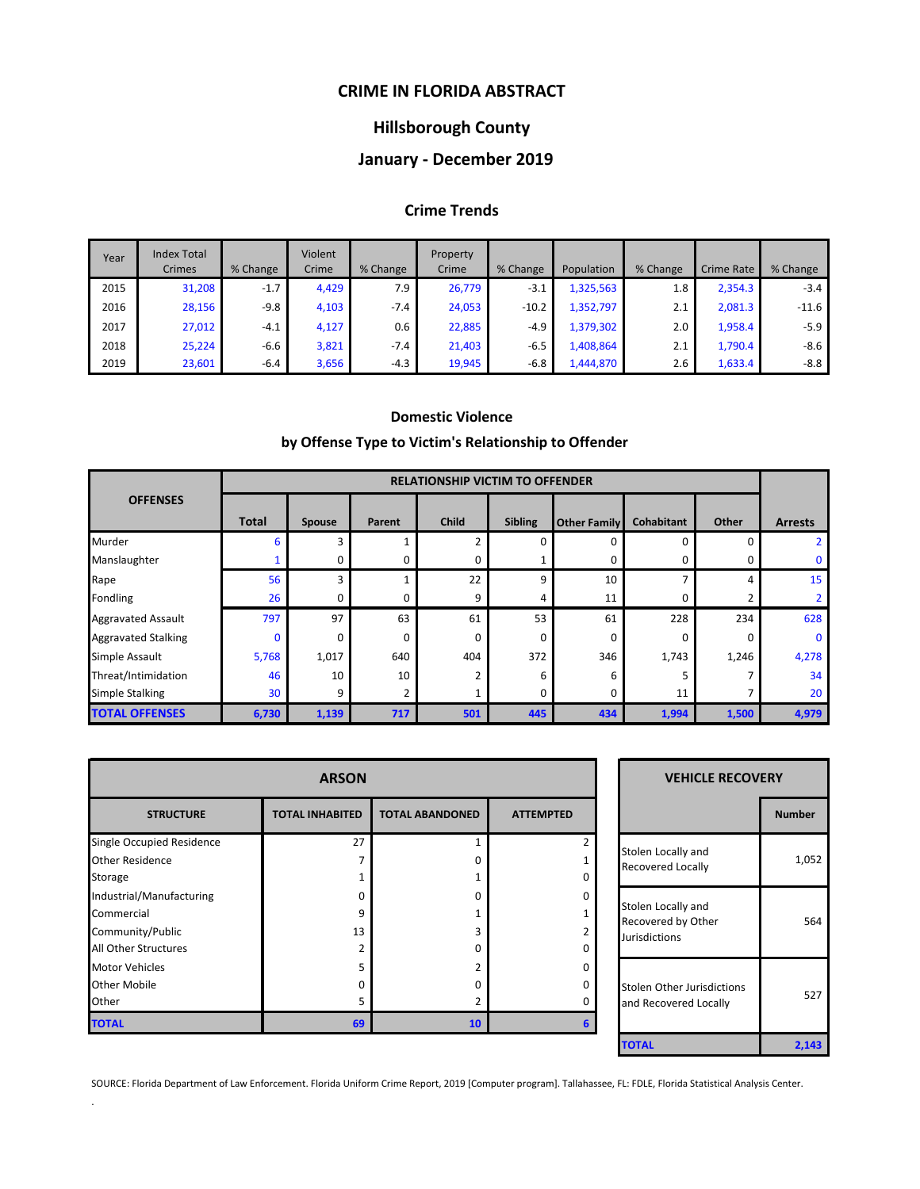# CRIME IN FLORIDA ABSTRACT

## Hillsborough County

## January - December 2019

### Crime Trends

| Year | Index Total Crimes | % Change | Violent Crime | % Change | Property Crime | % Change | Population | % Change | Crime Rate | % Change |
|---|---|---|---|---|---|---|---|---|---|---|
| 2015 | 31,208 | -1.7 | 4,429 | 7.9 | 26,779 | -3.1 | 1,325,563 | 1.8 | 2,354.3 | -3.4 |
| 2016 | 28,156 | -9.8 | 4,103 | -7.4 | 24,053 | -10.2 | 1,352,797 | 2.1 | 2,081.3 | -11.6 |
| 2017 | 27,012 | -4.1 | 4,127 | 0.6 | 22,885 | -4.9 | 1,379,302 | 2.0 | 1,958.4 | -5.9 |
| 2018 | 25,224 | -6.6 | 3,821 | -7.4 | 21,403 | -6.5 | 1,408,864 | 2.1 | 1,790.4 | -8.6 |
| 2019 | 23,601 | -6.4 | 3,656 | -4.3 | 19,945 | -6.8 | 1,444,870 | 2.6 | 1,633.4 | -8.8 |

### Domestic Violence

### by Offense Type to Victim's Relationship to Offender

| OFFENSES | RELATIONSHIP VICTIM TO OFFENDER | | | | | | | | |
|---|---|---|---|---|---|---|---|---|---|
| | Total | Spouse | Parent | Child | Sibling | Other Family | Cohabitant | Other | Arrests |
| Murder | 6 | 3 | 1 | 2 | 0 | 0 | 0 | 0 | 2 |
| Manslaughter | 1 | 0 | 0 | 0 | 1 | 0 | 0 | 0 | 0 |
| Rape | 56 | 3 | 1 | 22 | 9 | 10 | 7 | 4 | 15 |
| Fondling | 26 | 0 | 0 | 9 | 4 | 11 | 0 | 2 | 2 |
| Aggravated Assault | 797 | 97 | 63 | 61 | 53 | 61 | 228 | 234 | 628 |
| Aggravated Stalking | 0 | 0 | 0 | 0 | 0 | 0 | 0 | 0 | 0 |
| Simple Assault | 5,768 | 1,017 | 640 | 404 | 372 | 346 | 1,743 | 1,246 | 4,278 |
| Threat/Intimidation | 46 | 10 | 10 | 2 | 6 | 6 | 5 | 7 | 34 |
| Simple Stalking | 30 | 9 | 2 | 1 | 0 | 0 | 11 | 7 | 20 |
| **TOTAL OFFENSES** | **6,730** | **1,139** | **717** | **501** | **445** | **434** | **1,994** | **1,500** | **4,979** |

| ARSON | | | |
|---|---|---|---|
| STRUCTURE | TOTAL INHABITED | TOTAL ABANDONED | ATTEMPTED |
| Single Occupied Residence | 27 | 1 | 2 |
| Other Residence | 7 | 0 | 1 |
| Storage | 1 | 1 | 0 |
| Industrial/Manufacturing | 0 | 0 | 0 |
| Commercial | 9 | 1 | 1 |
| Community/Public | 13 | 3 | 2 |
| All Other Structures | 2 | 0 | 0 |
| Motor Vehicles | 5 | 2 | 0 |
| Other Mobile | 0 | 0 | 0 |
| Other | 5 | 2 | 0 |
| **TOTAL** | **69** | **10** | **6** |

| VEHICLE RECOVERY | |
|---|---|
| | Number |
| Stolen Locally and Recovered Locally | 1,052 |
| Stolen Locally and Recovered by Other Jurisdictions | 564 |
| Stolen Other Jurisdictions and Recovered Locally | 527 |
| **TOTAL** | **2,143** |

SOURCE: Florida Department of Law Enforcement. Florida Uniform Crime Report, 2019 [Computer program]. Tallahassee, FL: FDLE, Florida Statistical Analysis Center.